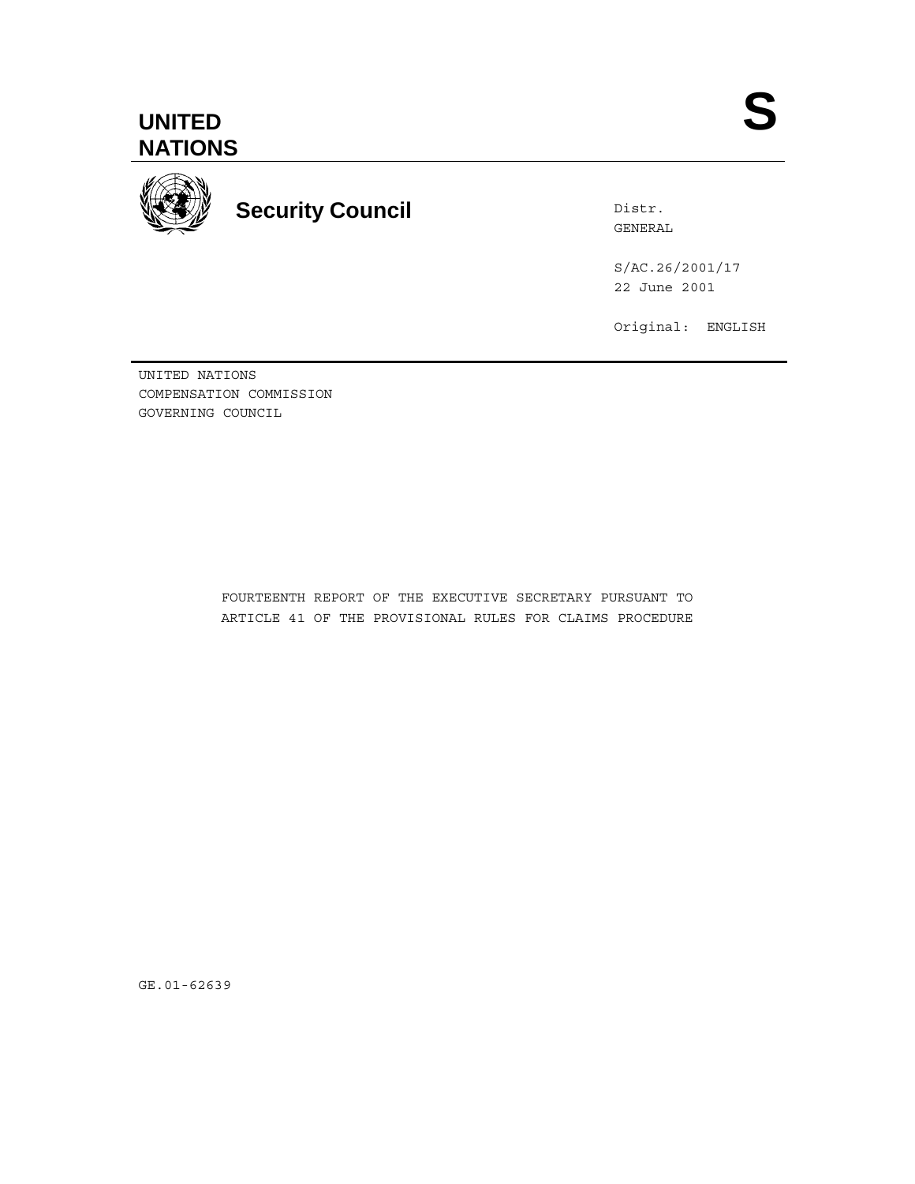**UNITED NATIONS**

**S**

**Security Council**

Distr.
GENERAL

S/AC.26/2001/17
22 June 2001

Original: ENGLISH

UNITED NATIONS
COMPENSATION COMMISSION
GOVERNING COUNCIL

FOURTEENTH REPORT OF THE EXECUTIVE SECRETARY PURSUANT TO ARTICLE 41 OF THE PROVISIONAL RULES FOR CLAIMS PROCEDURE

GE.01-62639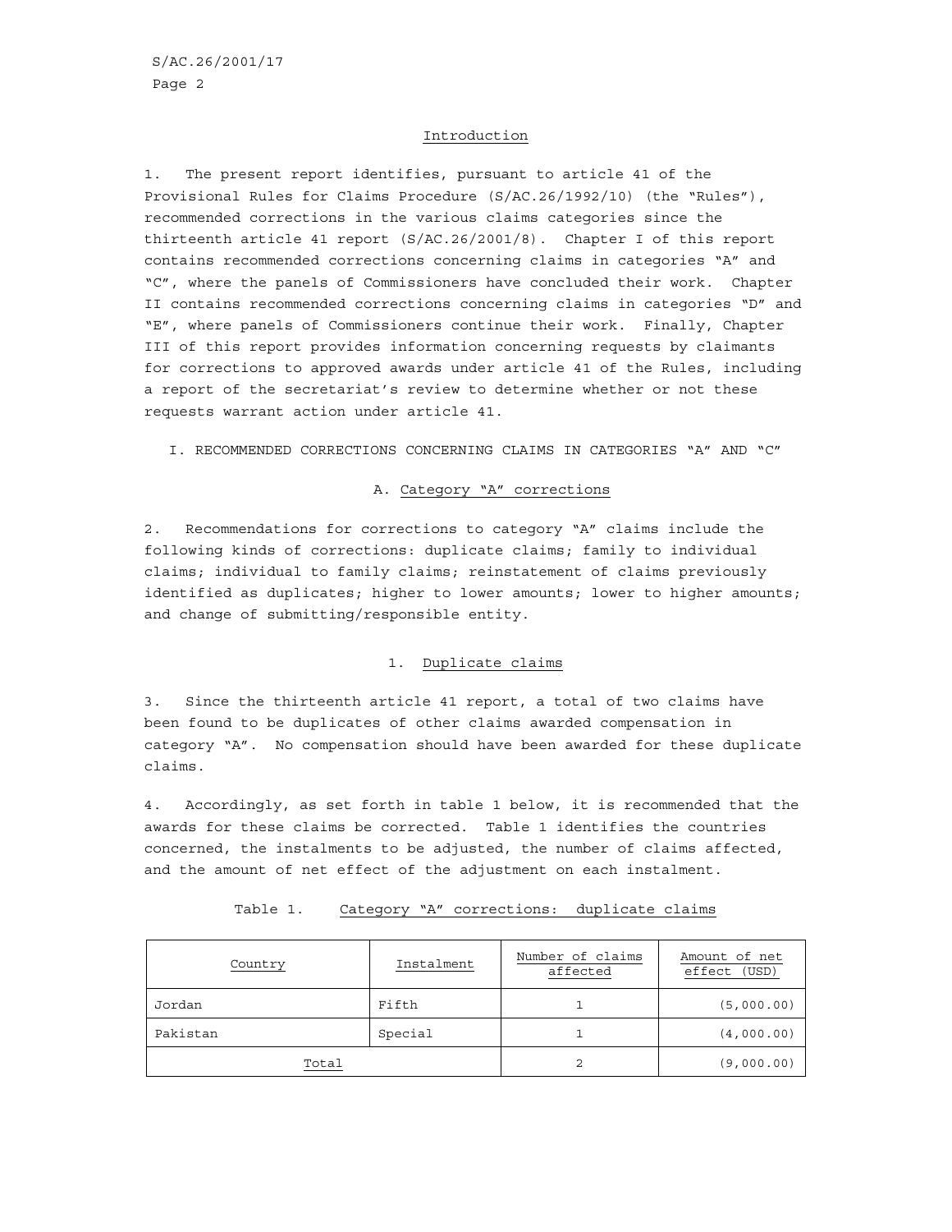## Introduction

1. The present report identifies, pursuant to article 41 of the Provisional Rules for Claims Procedure (S/AC.26/1992/10) (the "Rules"), recommended corrections in the various claims categories since the thirteenth article 41 report (S/AC.26/2001/8). Chapter I of this report contains recommended corrections concerning claims in categories "A" and "C", where the panels of Commissioners have concluded their work. Chapter II contains recommended corrections concerning claims in categories "D" and "E", where panels of Commissioners continue their work. Finally, Chapter III of this report provides information concerning requests by claimants for corrections to approved awards under article 41 of the Rules, including a report of the secretariat's review to determine whether or not these requests warrant action under article 41.

## I. RECOMMENDED CORRECTIONS CONCERNING CLAIMS IN CATEGORIES "A" AND "C"

### A. Category "A" corrections

2. Recommendations for corrections to category "A" claims include the following kinds of corrections: duplicate claims; family to individual claims; individual to family claims; reinstatement of claims previously identified as duplicates; higher to lower amounts; lower to higher amounts; and change of submitting/responsible entity.

#### 1. Duplicate claims

3. Since the thirteenth article 41 report, a total of two claims have been found to be duplicates of other claims awarded compensation in category "A". No compensation should have been awarded for these duplicate claims.

4. Accordingly, as set forth in table 1 below, it is recommended that the awards for these claims be corrected. Table 1 identifies the countries concerned, the instalments to be adjusted, the number of claims affected, and the amount of net effect of the adjustment on each instalment.

Table 1. Category "A" corrections: duplicate claims

| Country | Instalment | Number of claims affected | Amount of net effect (USD) |
|---|---|---|---|
| Jordan | Fifth | 1 | (5,000.00) |
| Pakistan | Special | 1 | (4,000.00) |
| Total | | 2 | (9,000.00) |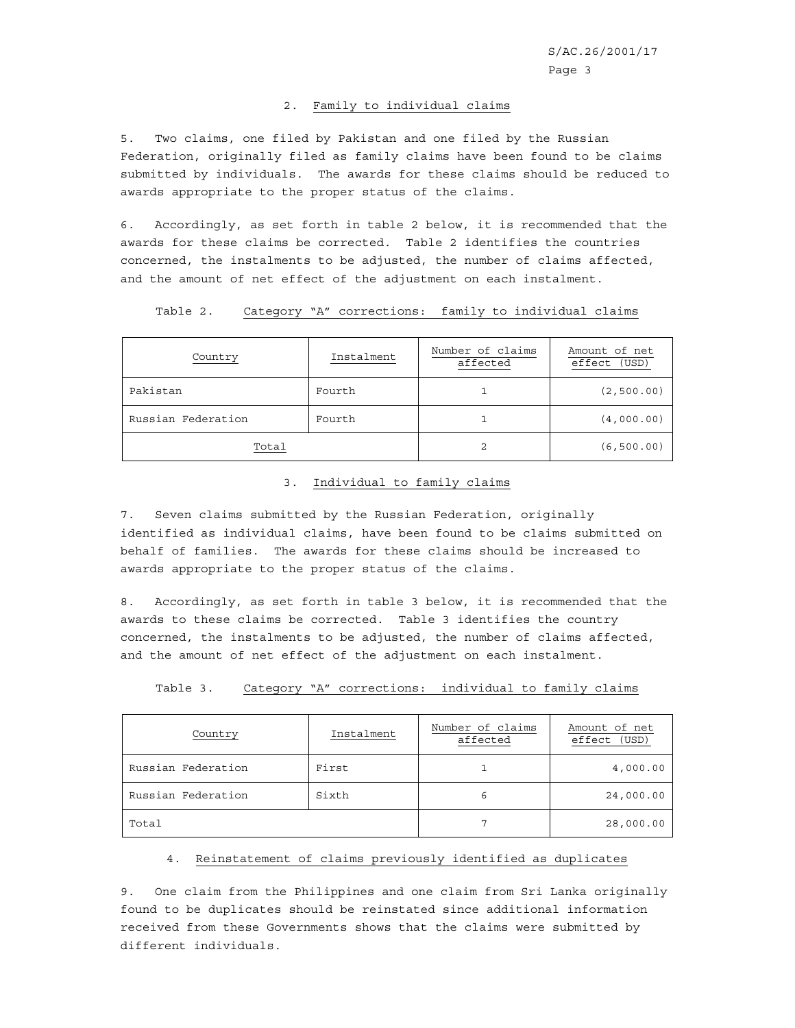### 2. Family to individual claims

5. Two claims, one filed by Pakistan and one filed by the Russian Federation, originally filed as family claims have been found to be claims submitted by individuals. The awards for these claims should be reduced to awards appropriate to the proper status of the claims.

6. Accordingly, as set forth in table 2 below, it is recommended that the awards for these claims be corrected. Table 2 identifies the countries concerned, the instalments to be adjusted, the number of claims affected, and the amount of net effect of the adjustment on each instalment.

Table 2. Category "A" corrections: family to individual claims

| Country | Instalment | Number of claims affected | Amount of net effect (USD) |
|---|---|---|---|
| Pakistan | Fourth | 1 | (2,500.00) |
| Russian Federation | Fourth | 1 | (4,000.00) |
| Total | | 2 | (6,500.00) |

### 3. Individual to family claims

7. Seven claims submitted by the Russian Federation, originally identified as individual claims, have been found to be claims submitted on behalf of families. The awards for these claims should be increased to awards appropriate to the proper status of the claims.

8. Accordingly, as set forth in table 3 below, it is recommended that the awards to these claims be corrected. Table 3 identifies the country concerned, the instalments to be adjusted, the number of claims affected, and the amount of net effect of the adjustment on each instalment.

Table 3. Category "A" corrections: individual to family claims

| Country | Instalment | Number of claims affected | Amount of net effect (USD) |
|---|---|---|---|
| Russian Federation | First | 1 | 4,000.00 |
| Russian Federation | Sixth | 6 | 24,000.00 |
| Total | | 7 | 28,000.00 |

### 4. Reinstatement of claims previously identified as duplicates

9. One claim from the Philippines and one claim from Sri Lanka originally found to be duplicates should be reinstated since additional information received from these Governments shows that the claims were submitted by different individuals.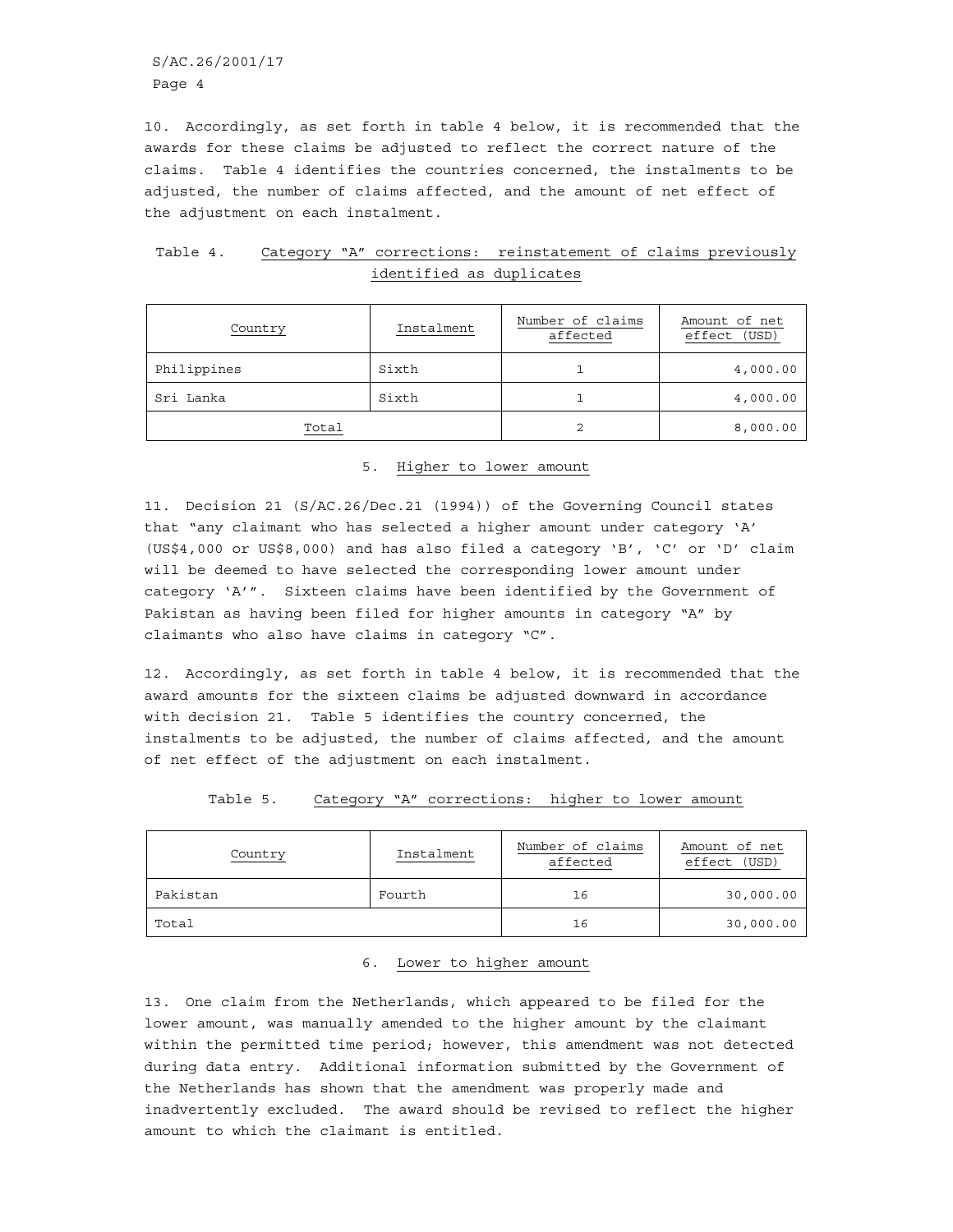10. Accordingly, as set forth in table 4 below, it is recommended that the awards for these claims be adjusted to reflect the correct nature of the claims. Table 4 identifies the countries concerned, the instalments to be adjusted, the number of claims affected, and the amount of net effect of the adjustment on each instalment.

Table 4. Category "A" corrections: reinstatement of claims previously identified as duplicates

| Country | Instalment | Number of claims affected | Amount of net effect (USD) |
|---|---|---|---|
| Philippines | Sixth | 1 | 4,000.00 |
| Sri Lanka | Sixth | 1 | 4,000.00 |
| Total | | 2 | 8,000.00 |

### 5. Higher to lower amount

11. Decision 21 (S/AC.26/Dec.21 (1994)) of the Governing Council states that "any claimant who has selected a higher amount under category 'A' (US$4,000 or US$8,000) and has also filed a category 'B', 'C' or 'D' claim will be deemed to have selected the corresponding lower amount under category 'A'". Sixteen claims have been identified by the Government of Pakistan as having been filed for higher amounts in category "A" by claimants who also have claims in category "C".

12. Accordingly, as set forth in table 4 below, it is recommended that the award amounts for the sixteen claims be adjusted downward in accordance with decision 21. Table 5 identifies the country concerned, the instalments to be adjusted, the number of claims affected, and the amount of net effect of the adjustment on each instalment.

Table 5. Category "A" corrections: higher to lower amount

| Country | Instalment | Number of claims affected | Amount of net effect (USD) |
|---|---|---|---|
| Pakistan | Fourth | 16 | 30,000.00 |
| Total | | 16 | 30,000.00 |

### 6. Lower to higher amount

13. One claim from the Netherlands, which appeared to be filed for the lower amount, was manually amended to the higher amount by the claimant within the permitted time period; however, this amendment was not detected during data entry. Additional information submitted by the Government of the Netherlands has shown that the amendment was properly made and inadvertently excluded. The award should be revised to reflect the higher amount to which the claimant is entitled.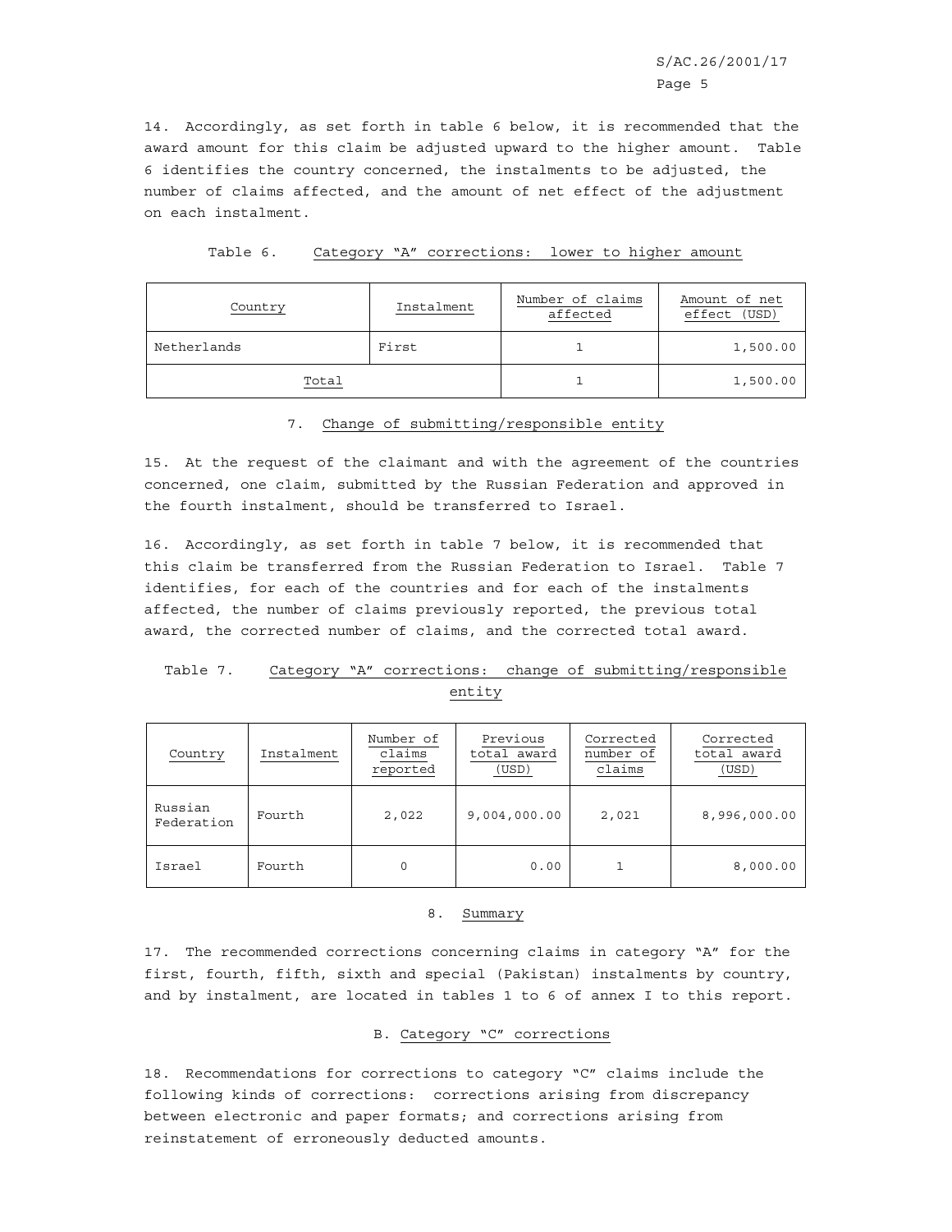14. Accordingly, as set forth in table 6 below, it is recommended that the award amount for this claim be adjusted upward to the higher amount. Table 6 identifies the country concerned, the instalments to be adjusted, the number of claims affected, and the amount of net effect of the adjustment on each instalment.

Table 6. Category "A" corrections: lower to higher amount

| Country | Instalment | Number of claims affected | Amount of net effect (USD) |
|---|---|---|---|
| Netherlands | First | 1 | 1,500.00 |
| Total | | 1 | 1,500.00 |

### 7. Change of submitting/responsible entity

15. At the request of the claimant and with the agreement of the countries concerned, one claim, submitted by the Russian Federation and approved in the fourth instalment, should be transferred to Israel.

16. Accordingly, as set forth in table 7 below, it is recommended that this claim be transferred from the Russian Federation to Israel. Table 7 identifies, for each of the countries and for each of the instalments affected, the number of claims previously reported, the previous total award, the corrected number of claims, and the corrected total award.

Table 7. Category "A" corrections: change of submitting/responsible entity

| Country | Instalment | Number of claims reported | Previous total award (USD) | Corrected number of claims | Corrected total award (USD) |
|---|---|---|---|---|---|
| Russian Federation | Fourth | 2,022 | 9,004,000.00 | 2,021 | 8,996,000.00 |
| Israel | Fourth | 0 | 0.00 | 1 | 8,000.00 |

### 8. Summary

17. The recommended corrections concerning claims in category "A" for the first, fourth, fifth, sixth and special (Pakistan) instalments by country, and by instalment, are located in tables 1 to 6 of annex I to this report.

## B. Category "C" corrections

18. Recommendations for corrections to category "C" claims include the following kinds of corrections: corrections arising from discrepancy between electronic and paper formats; and corrections arising from reinstatement of erroneously deducted amounts.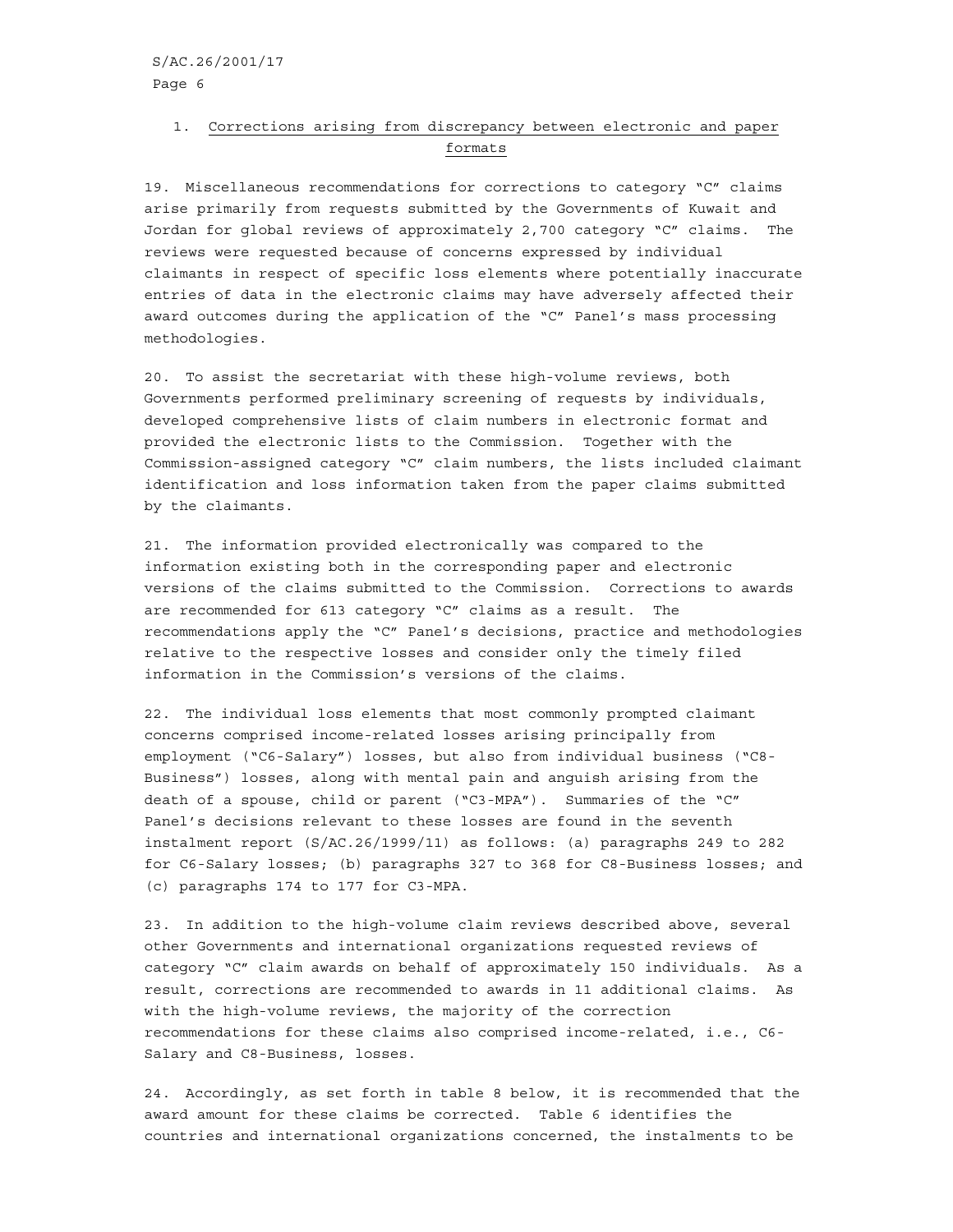### 1. Corrections arising from discrepancy between electronic and paper formats

19. Miscellaneous recommendations for corrections to category "C" claims arise primarily from requests submitted by the Governments of Kuwait and Jordan for global reviews of approximately 2,700 category "C" claims. The reviews were requested because of concerns expressed by individual claimants in respect of specific loss elements where potentially inaccurate entries of data in the electronic claims may have adversely affected their award outcomes during the application of the "C" Panel's mass processing methodologies.

20. To assist the secretariat with these high-volume reviews, both Governments performed preliminary screening of requests by individuals, developed comprehensive lists of claim numbers in electronic format and provided the electronic lists to the Commission. Together with the Commission-assigned category "C" claim numbers, the lists included claimant identification and loss information taken from the paper claims submitted by the claimants.

21. The information provided electronically was compared to the information existing both in the corresponding paper and electronic versions of the claims submitted to the Commission. Corrections to awards are recommended for 613 category "C" claims as a result. The recommendations apply the "C" Panel's decisions, practice and methodologies relative to the respective losses and consider only the timely filed information in the Commission's versions of the claims.

22. The individual loss elements that most commonly prompted claimant concerns comprised income-related losses arising principally from employment ("C6-Salary") losses, but also from individual business ("C8-Business") losses, along with mental pain and anguish arising from the death of a spouse, child or parent ("C3-MPA"). Summaries of the "C" Panel's decisions relevant to these losses are found in the seventh instalment report (S/AC.26/1999/11) as follows: (a) paragraphs 249 to 282 for C6-Salary losses; (b) paragraphs 327 to 368 for C8-Business losses; and (c) paragraphs 174 to 177 for C3-MPA.

23. In addition to the high-volume claim reviews described above, several other Governments and international organizations requested reviews of category "C" claim awards on behalf of approximately 150 individuals. As a result, corrections are recommended to awards in 11 additional claims. As with the high-volume reviews, the majority of the correction recommendations for these claims also comprised income-related, i.e., C6-Salary and C8-Business, losses.

24. Accordingly, as set forth in table 8 below, it is recommended that the award amount for these claims be corrected. Table 6 identifies the countries and international organizations concerned, the instalments to be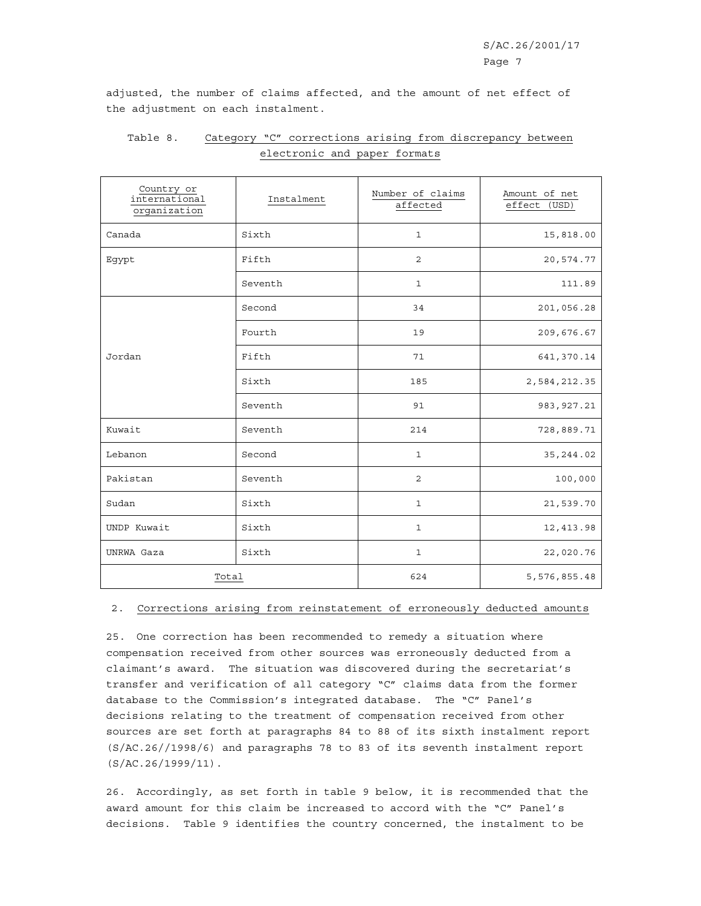adjusted, the number of claims affected, and the amount of net effect of the adjustment on each instalment.

Table 8. Category "C" corrections arising from discrepancy between electronic and paper formats

| Country or international organization | Instalment | Number of claims affected | Amount of net effect (USD) |
|---|---|---|---|
| Canada | Sixth | 1 | 15,818.00 |
| Egypt | Fifth | 2 | 20,574.77 |
| | Seventh | 1 | 111.89 |
| Jordan | Second | 34 | 201,056.28 |
| | Fourth | 19 | 209,676.67 |
| | Fifth | 71 | 641,370.14 |
| | Sixth | 185 | 2,584,212.35 |
| | Seventh | 91 | 983,927.21 |
| Kuwait | Seventh | 214 | 728,889.71 |
| Lebanon | Second | 1 | 35,244.02 |
| Pakistan | Seventh | 2 | 100,000 |
| Sudan | Sixth | 1 | 21,539.70 |
| UNDP Kuwait | Sixth | 1 | 12,413.98 |
| UNRWA Gaza | Sixth | 1 | 22,020.76 |
| Total | | 624 | 5,576,855.48 |

## 2. Corrections arising from reinstatement of erroneously deducted amounts

25. One correction has been recommended to remedy a situation where compensation received from other sources was erroneously deducted from a claimant's award. The situation was discovered during the secretariat's transfer and verification of all category "C" claims data from the former database to the Commission's integrated database. The "C" Panel's decisions relating to the treatment of compensation received from other sources are set forth at paragraphs 84 to 88 of its sixth instalment report (S/AC.26//1998/6) and paragraphs 78 to 83 of its seventh instalment report (S/AC.26/1999/11).

26. Accordingly, as set forth in table 9 below, it is recommended that the award amount for this claim be increased to accord with the "C" Panel's decisions. Table 9 identifies the country concerned, the instalment to be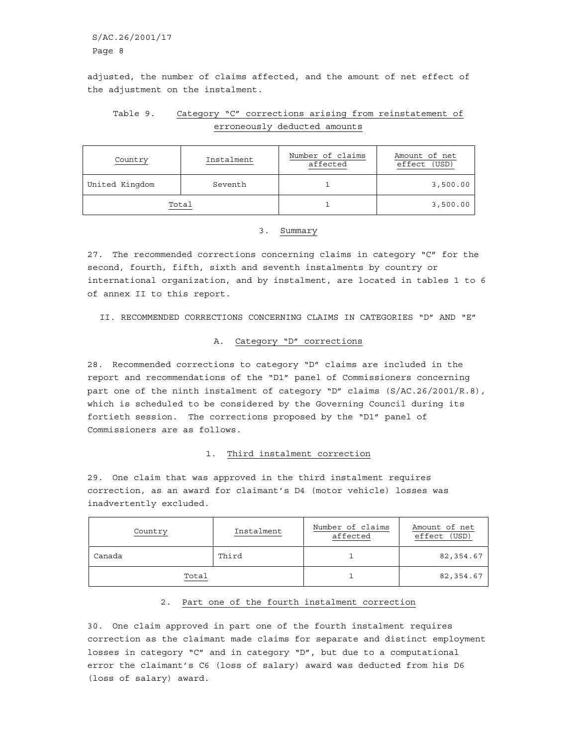adjusted, the number of claims affected, and the amount of net effect of the adjustment on the instalment.

Table 9. Category "C" corrections arising from reinstatement of erroneously deducted amounts

| Country | Instalment | Number of claims affected | Amount of net effect (USD) |
|---|---|---|---|
| United Kingdom | Seventh | 1 | 3,500.00 |
| Total | | 1 | 3,500.00 |

### 3. Summary

27. The recommended corrections concerning claims in category "C" for the second, fourth, fifth, sixth and seventh instalments by country or international organization, and by instalment, are located in tables 1 to 6 of annex II to this report.

## II. RECOMMENDED CORRECTIONS CONCERNING CLAIMS IN CATEGORIES "D" AND "E"

### A. Category "D" corrections

28. Recommended corrections to category "D" claims are included in the report and recommendations of the "D1" panel of Commissioners concerning part one of the ninth instalment of category "D" claims (S/AC.26/2001/R.8), which is scheduled to be considered by the Governing Council during its fortieth session. The corrections proposed by the "D1" panel of Commissioners are as follows.

#### 1. Third instalment correction

29. One claim that was approved in the third instalment requires correction, as an award for claimant's D4 (motor vehicle) losses was inadvertently excluded.

| Country | Instalment | Number of claims affected | Amount of net effect (USD) |
|---|---|---|---|
| Canada | Third | 1 | 82,354.67 |
| Total | | 1 | 82,354.67 |

#### 2. Part one of the fourth instalment correction

30. One claim approved in part one of the fourth instalment requires correction as the claimant made claims for separate and distinct employment losses in category "C" and in category "D", but due to a computational error the claimant's C6 (loss of salary) award was deducted from his D6 (loss of salary) award.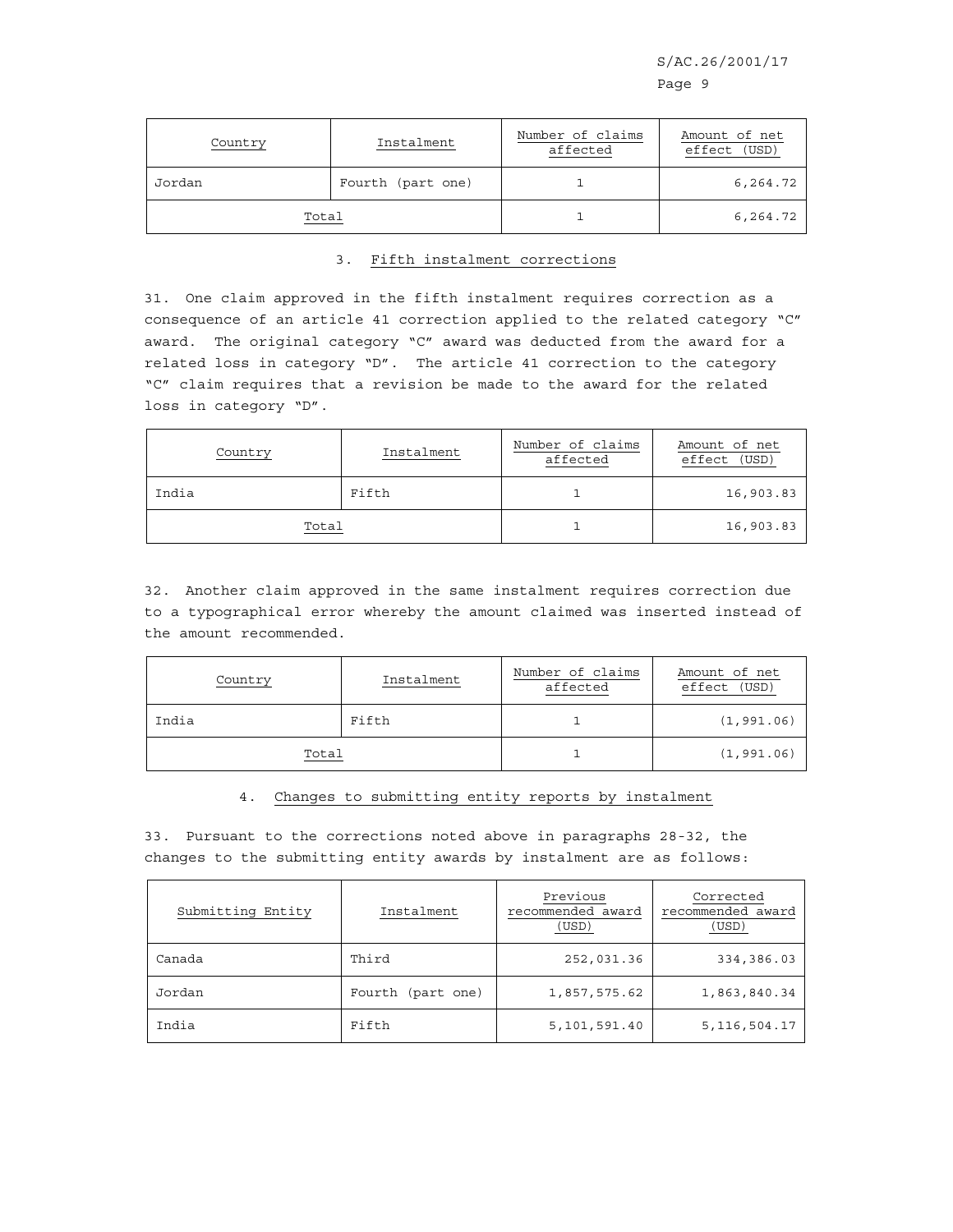| Country | Instalment | Number of claims affected | Amount of net effect (USD) |
|---|---|---|---|
| Jordan | Fourth (part one) | 1 | 6,264.72 |
| Total | | 1 | 6,264.72 |

### 3. Fifth instalment corrections

31. One claim approved in the fifth instalment requires correction as a consequence of an article 41 correction applied to the related category "C" award. The original category "C" award was deducted from the award for a related loss in category "D". The article 41 correction to the category "C" claim requires that a revision be made to the award for the related loss in category "D".

| Country | Instalment | Number of claims affected | Amount of net effect (USD) |
|---|---|---|---|
| India | Fifth | 1 | 16,903.83 |
| Total | | 1 | 16,903.83 |

32. Another claim approved in the same instalment requires correction due to a typographical error whereby the amount claimed was inserted instead of the amount recommended.

| Country | Instalment | Number of claims affected | Amount of net effect (USD) |
|---|---|---|---|
| India | Fifth | 1 | (1,991.06) |
| Total | | 1 | (1,991.06) |

### 4. Changes to submitting entity reports by instalment

33. Pursuant to the corrections noted above in paragraphs 28-32, the changes to the submitting entity awards by instalment are as follows:

| Submitting Entity | Instalment | Previous recommended award (USD) | Corrected recommended award (USD) |
|---|---|---|---|
| Canada | Third | 252,031.36 | 334,386.03 |
| Jordan | Fourth (part one) | 1,857,575.62 | 1,863,840.34 |
| India | Fifth | 5,101,591.40 | 5,116,504.17 |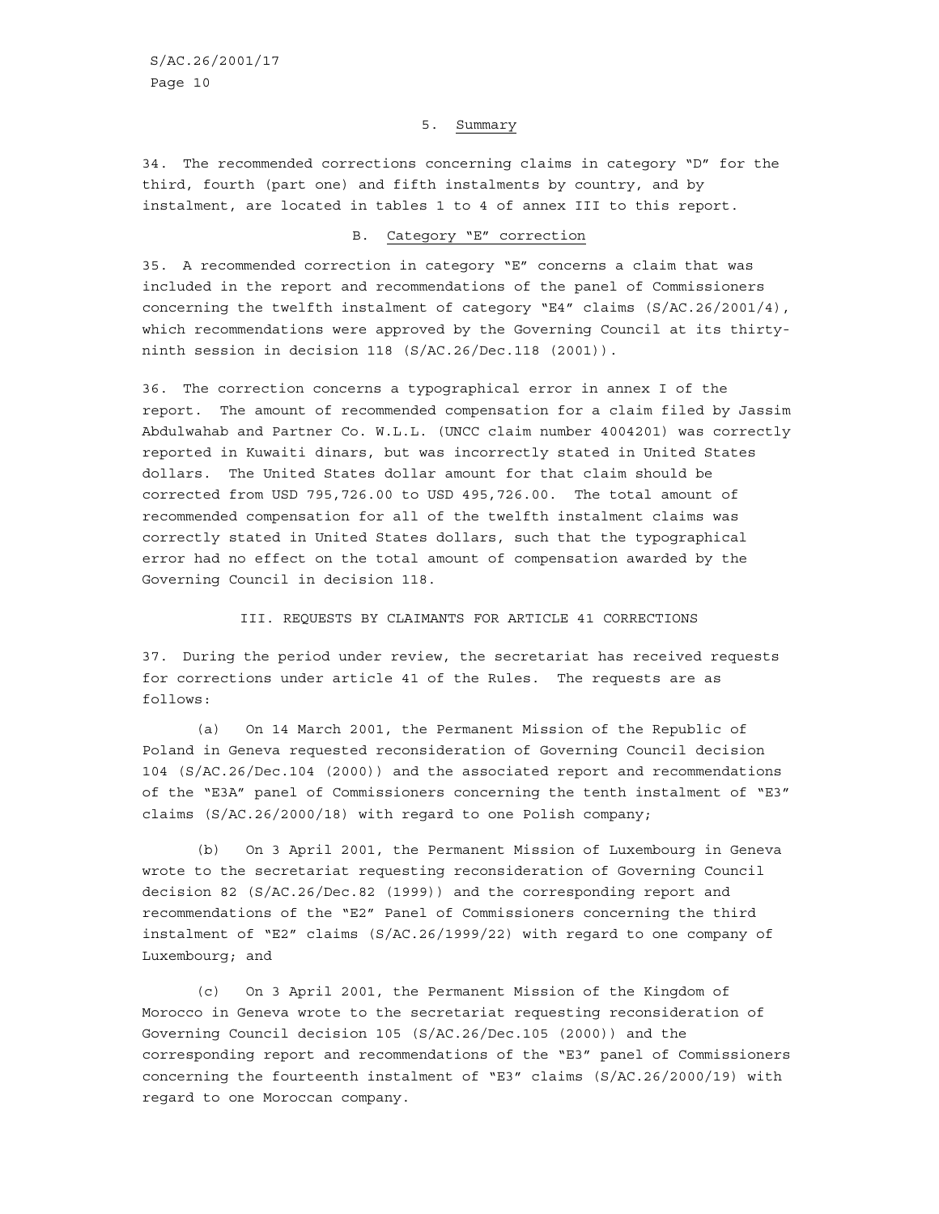### 5. Summary

34. The recommended corrections concerning claims in category "D" for the third, fourth (part one) and fifth instalments by country, and by instalment, are located in tables 1 to 4 of annex III to this report.

## B. Category "E" correction

35. A recommended correction in category "E" concerns a claim that was included in the report and recommendations of the panel of Commissioners concerning the twelfth instalment of category "E4" claims (S/AC.26/2001/4), which recommendations were approved by the Governing Council at its thirty-ninth session in decision 118 (S/AC.26/Dec.118 (2001)).

36. The correction concerns a typographical error in annex I of the report. The amount of recommended compensation for a claim filed by Jassim Abdulwahab and Partner Co. W.L.L. (UNCC claim number 4004201) was correctly reported in Kuwaiti dinars, but was incorrectly stated in United States dollars. The United States dollar amount for that claim should be corrected from USD 795,726.00 to USD 495,726.00. The total amount of recommended compensation for all of the twelfth instalment claims was correctly stated in United States dollars, such that the typographical error had no effect on the total amount of compensation awarded by the Governing Council in decision 118.

# III. REQUESTS BY CLAIMANTS FOR ARTICLE 41 CORRECTIONS

37. During the period under review, the secretariat has received requests for corrections under article 41 of the Rules. The requests are as follows:

(a) On 14 March 2001, the Permanent Mission of the Republic of Poland in Geneva requested reconsideration of Governing Council decision 104 (S/AC.26/Dec.104 (2000)) and the associated report and recommendations of the "E3A" panel of Commissioners concerning the tenth instalment of "E3" claims (S/AC.26/2000/18) with regard to one Polish company;

(b) On 3 April 2001, the Permanent Mission of Luxembourg in Geneva wrote to the secretariat requesting reconsideration of Governing Council decision 82 (S/AC.26/Dec.82 (1999)) and the corresponding report and recommendations of the "E2" Panel of Commissioners concerning the third instalment of "E2" claims (S/AC.26/1999/22) with regard to one company of Luxembourg; and

(c) On 3 April 2001, the Permanent Mission of the Kingdom of Morocco in Geneva wrote to the secretariat requesting reconsideration of Governing Council decision 105 (S/AC.26/Dec.105 (2000)) and the corresponding report and recommendations of the "E3" panel of Commissioners concerning the fourteenth instalment of "E3" claims (S/AC.26/2000/19) with regard to one Moroccan company.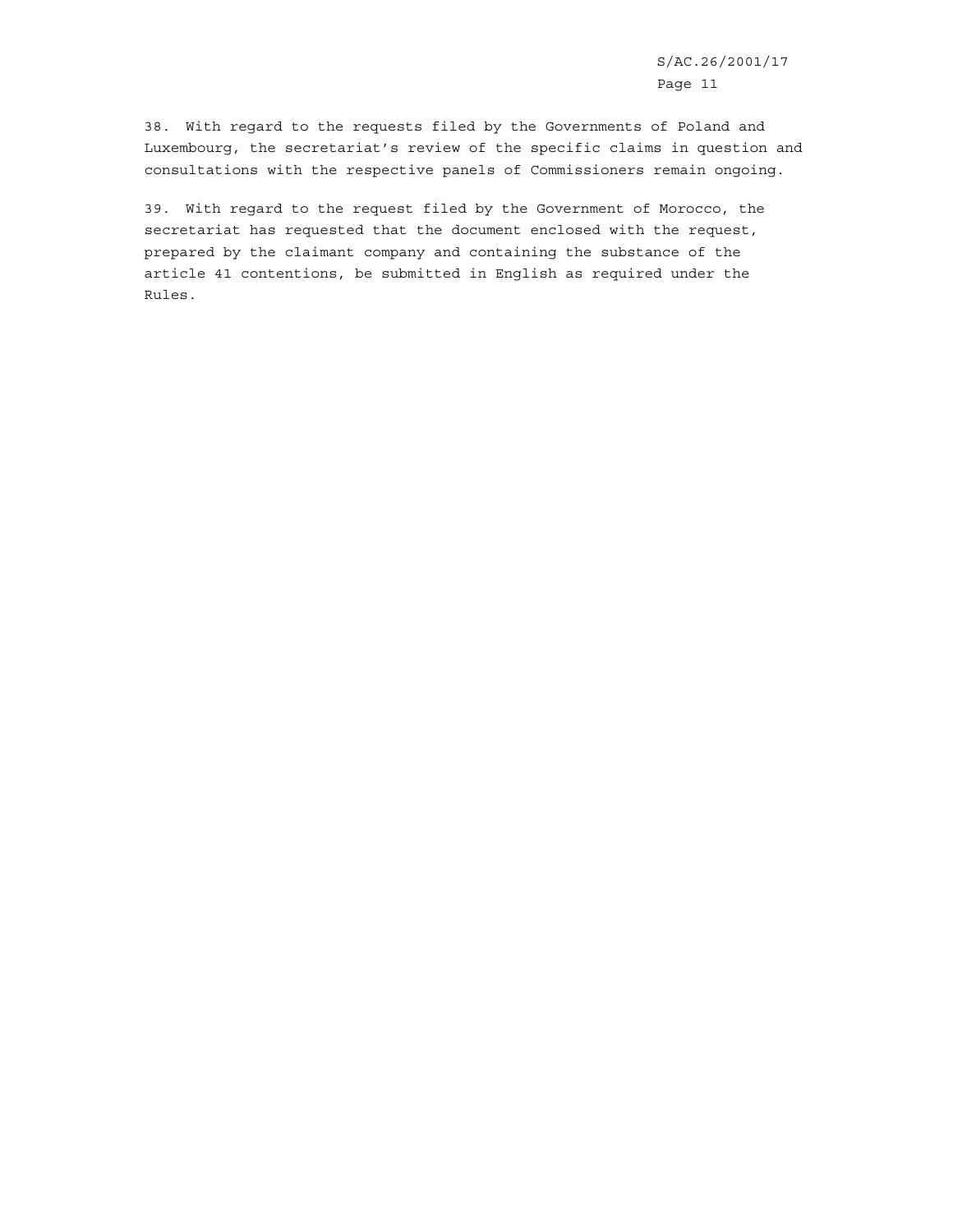38. With regard to the requests filed by the Governments of Poland and Luxembourg, the secretariat's review of the specific claims in question and consultations with the respective panels of Commissioners remain ongoing.

39. With regard to the request filed by the Government of Morocco, the secretariat has requested that the document enclosed with the request, prepared by the claimant company and containing the substance of the article 41 contentions, be submitted in English as required under the Rules.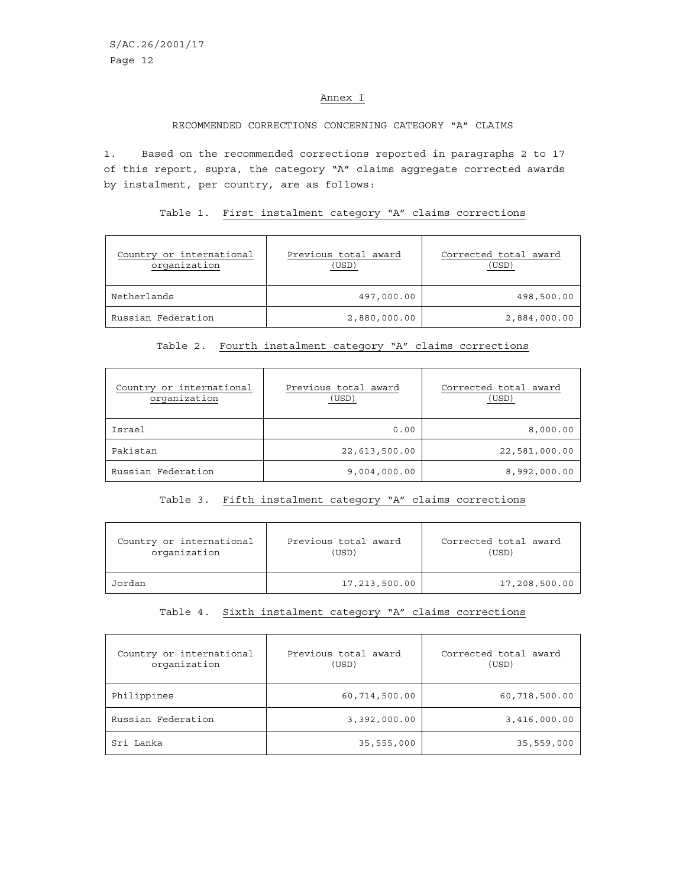## Annex I

### RECOMMENDED CORRECTIONS CONCERNING CATEGORY "A" CLAIMS

1. Based on the recommended corrections reported in paragraphs 2 to 17 of this report, supra, the category "A" claims aggregate corrected awards by instalment, per country, are as follows:

Table 1. First instalment category "A" claims corrections

| Country or international organization | Previous total award (USD) | Corrected total award (USD) |
|---|---:|---:|
| Netherlands | 497,000.00 | 498,500.00 |
| Russian Federation | 2,880,000.00 | 2,884,000.00 |

Table 2. Fourth instalment category "A" claims corrections

| Country or international organization | Previous total award (USD) | Corrected total award (USD) |
|---|---:|---:|
| Israel | 0.00 | 8,000.00 |
| Pakistan | 22,613,500.00 | 22,581,000.00 |
| Russian Federation | 9,004,000.00 | 8,992,000.00 |

Table 3. Fifth instalment category "A" claims corrections

| Country or international organization | Previous total award (USD) | Corrected total award (USD) |
|---|---:|---:|
| Jordan | 17,213,500.00 | 17,208,500.00 |

Table 4. Sixth instalment category "A" claims corrections

| Country or international organization | Previous total award (USD) | Corrected total award (USD) |
|---|---:|---:|
| Philippines | 60,714,500.00 | 60,718,500.00 |
| Russian Federation | 3,392,000.00 | 3,416,000.00 |
| Sri Lanka | 35,555,000 | 35,559,000 |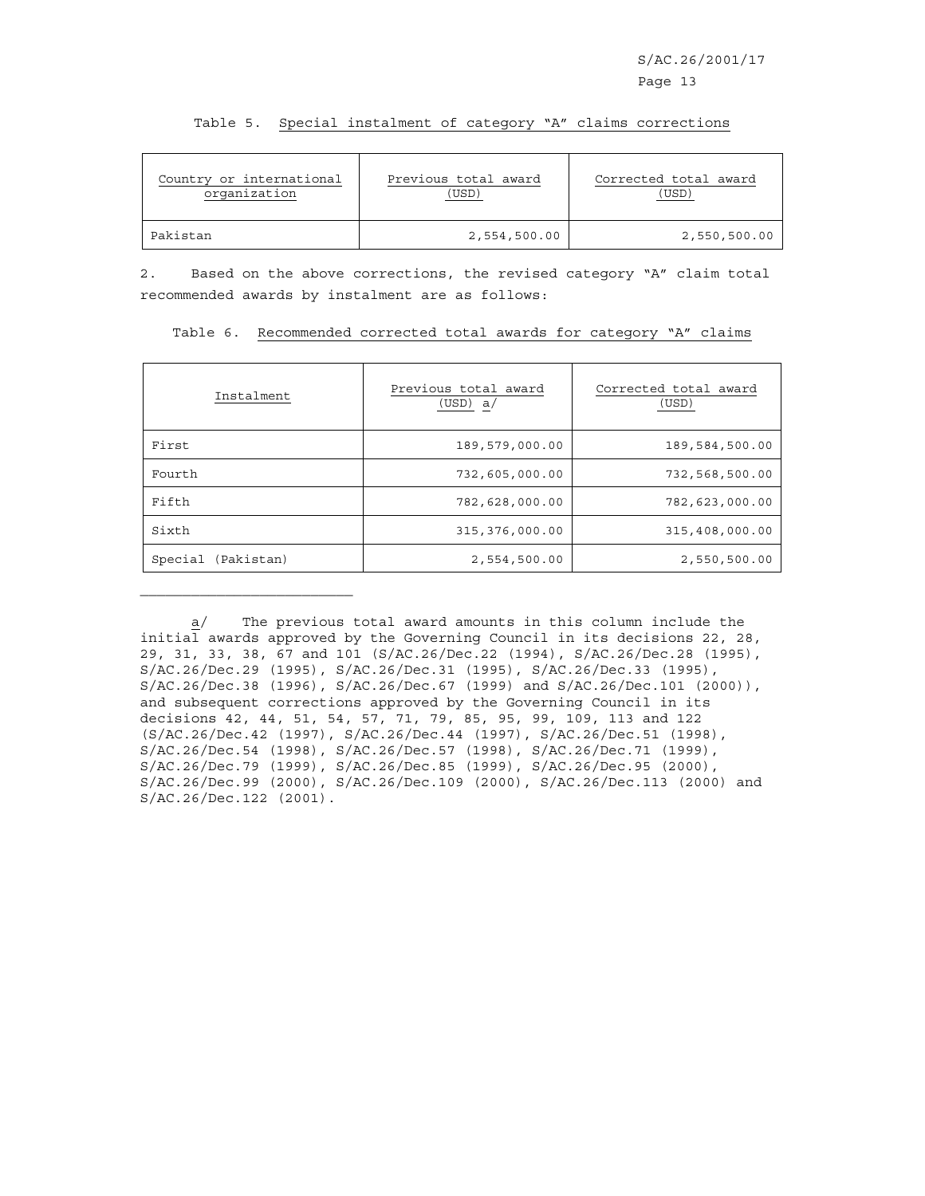Table 5. Special instalment of category "A" claims corrections

| Country or international organization | Previous total award (USD) | Corrected total award (USD) |
|---|---|---|
| Pakistan | 2,554,500.00 | 2,550,500.00 |

2. Based on the above corrections, the revised category "A" claim total recommended awards by instalment are as follows:

Table 6. Recommended corrected total awards for category "A" claims

| Instalment | Previous total award (USD) a/ | Corrected total award (USD) |
|---|---|---|
| First | 189,579,000.00 | 189,584,500.00 |
| Fourth | 732,605,000.00 | 732,568,500.00 |
| Fifth | 782,628,000.00 | 782,623,000.00 |
| Sixth | 315,376,000.00 | 315,408,000.00 |
| Special (Pakistan) | 2,554,500.00 | 2,550,500.00 |

---

a/ The previous total award amounts in this column include the initial awards approved by the Governing Council in its decisions 22, 28, 29, 31, 33, 38, 67 and 101 (S/AC.26/Dec.22 (1994), S/AC.26/Dec.28 (1995), S/AC.26/Dec.29 (1995), S/AC.26/Dec.31 (1995), S/AC.26/Dec.33 (1995), S/AC.26/Dec.38 (1996), S/AC.26/Dec.67 (1999) and S/AC.26/Dec.101 (2000)), and subsequent corrections approved by the Governing Council in its decisions 42, 44, 51, 54, 57, 71, 79, 85, 95, 99, 109, 113 and 122 (S/AC.26/Dec.42 (1997), S/AC.26/Dec.44 (1997), S/AC.26/Dec.51 (1998), S/AC.26/Dec.54 (1998), S/AC.26/Dec.57 (1998), S/AC.26/Dec.71 (1999), S/AC.26/Dec.79 (1999), S/AC.26/Dec.85 (1999), S/AC.26/Dec.95 (2000), S/AC.26/Dec.99 (2000), S/AC.26/Dec.109 (2000), S/AC.26/Dec.113 (2000) and S/AC.26/Dec.122 (2001).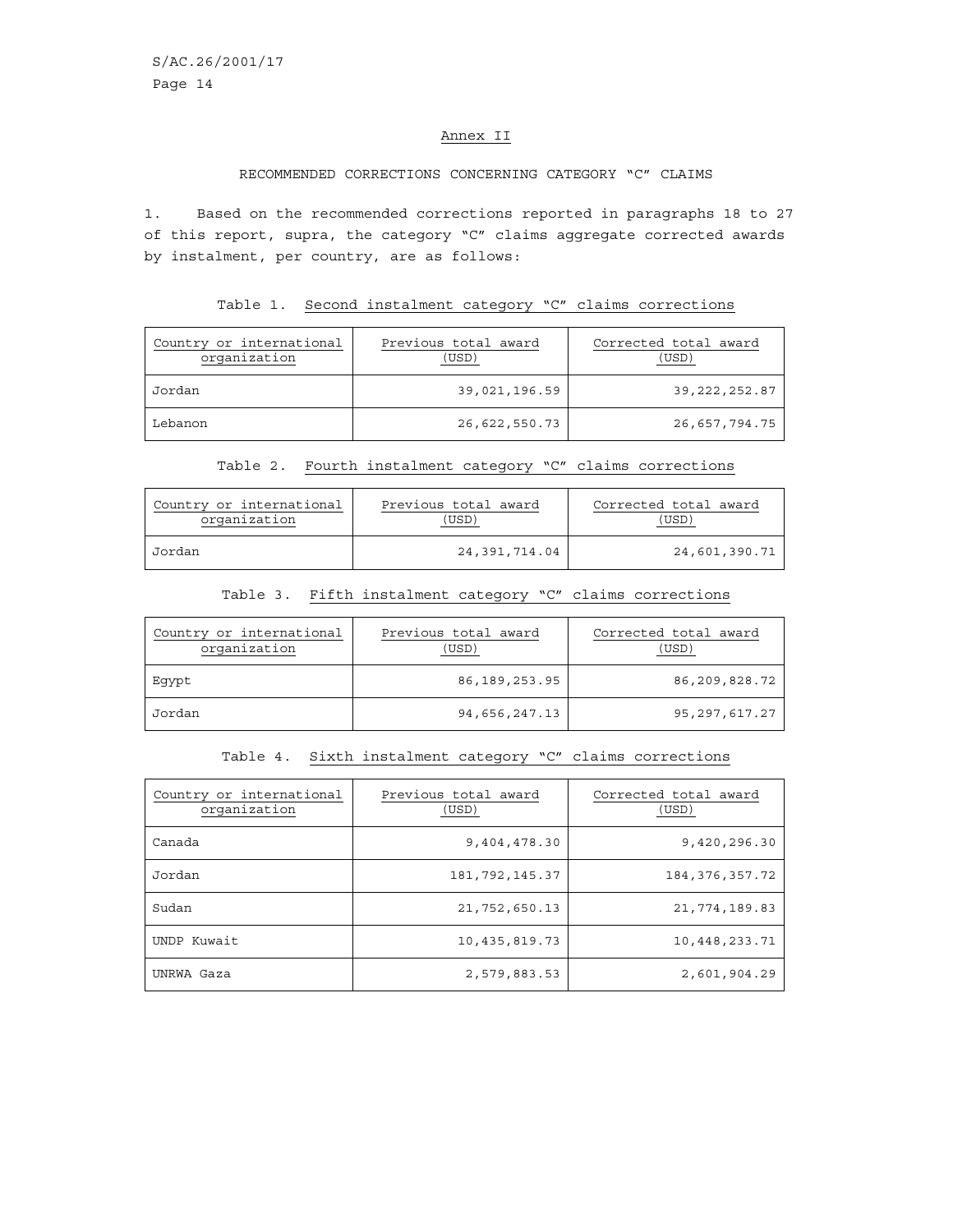## Annex II

### RECOMMENDED CORRECTIONS CONCERNING CATEGORY "C" CLAIMS

1. Based on the recommended corrections reported in paragraphs 18 to 27 of this report, supra, the category "C" claims aggregate corrected awards by instalment, per country, are as follows:

Table 1. Second instalment category "C" claims corrections

| Country or international organization | Previous total award (USD) | Corrected total award (USD) |
|---|---:|---:|
| Jordan | 39,021,196.59 | 39,222,252.87 |
| Lebanon | 26,622,550.73 | 26,657,794.75 |

Table 2. Fourth instalment category "C" claims corrections

| Country or international organization | Previous total award (USD) | Corrected total award (USD) |
|---|---:|---:|
| Jordan | 24,391,714.04 | 24,601,390.71 |

Table 3. Fifth instalment category "C" claims corrections

| Country or international organization | Previous total award (USD) | Corrected total award (USD) |
|---|---:|---:|
| Egypt | 86,189,253.95 | 86,209,828.72 |
| Jordan | 94,656,247.13 | 95,297,617.27 |

Table 4. Sixth instalment category "C" claims corrections

| Country or international organization | Previous total award (USD) | Corrected total award (USD) |
|---|---:|---:|
| Canada | 9,404,478.30 | 9,420,296.30 |
| Jordan | 181,792,145.37 | 184,376,357.72 |
| Sudan | 21,752,650.13 | 21,774,189.83 |
| UNDP Kuwait | 10,435,819.73 | 10,448,233.71 |
| UNRWA Gaza | 2,579,883.53 | 2,601,904.29 |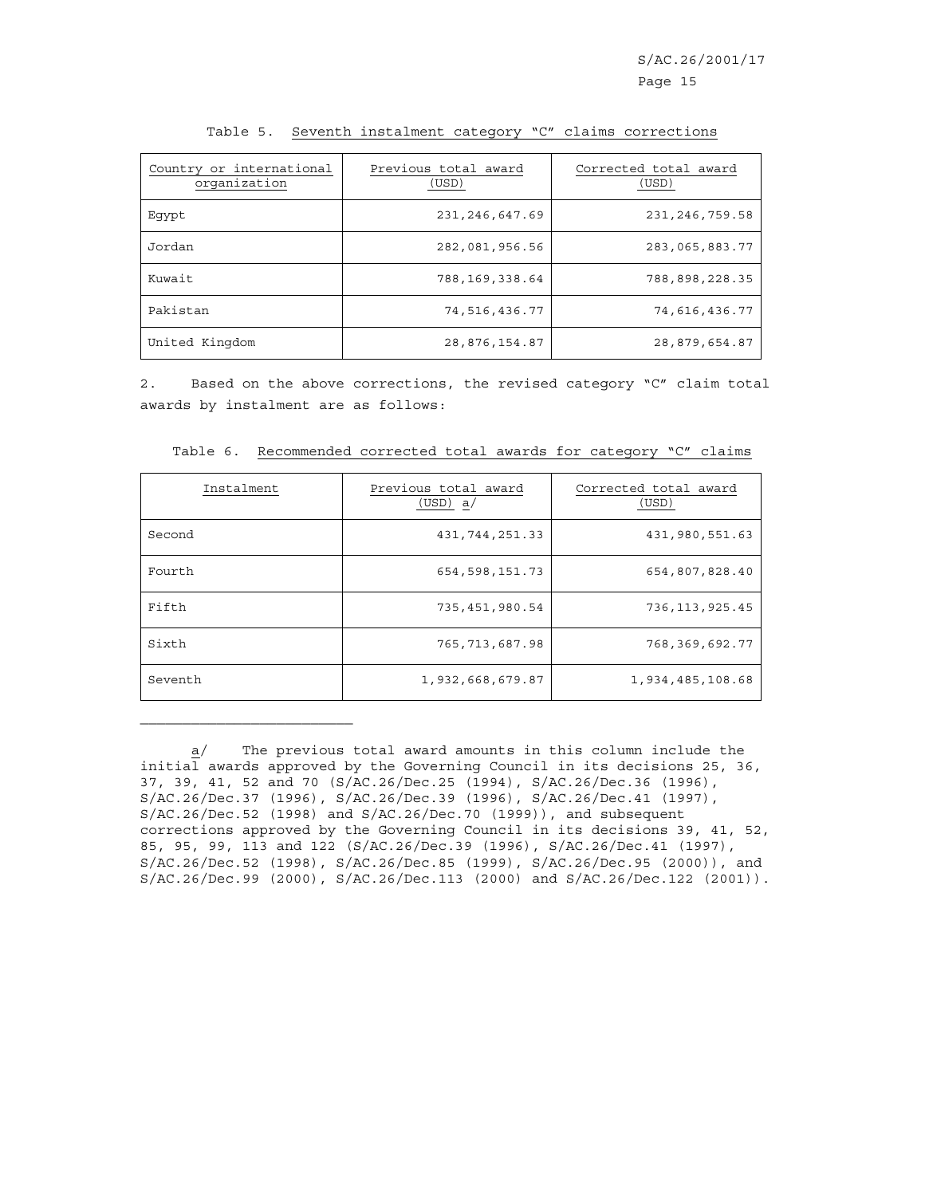Table 5. Seventh instalment category "C" claims corrections

| Country or international organization | Previous total award (USD) | Corrected total award (USD) |
|---|---|---|
| Egypt | 231,246,647.69 | 231,246,759.58 |
| Jordan | 282,081,956.56 | 283,065,883.77 |
| Kuwait | 788,169,338.64 | 788,898,228.35 |
| Pakistan | 74,516,436.77 | 74,616,436.77 |
| United Kingdom | 28,876,154.87 | 28,879,654.87 |

2. Based on the above corrections, the revised category "C" claim total awards by instalment are as follows:

Table 6. Recommended corrected total awards for category "C" claims

| Instalment | Previous total award (USD) a/ | Corrected total award (USD) |
|---|---|---|
| Second | 431,744,251.33 | 431,980,551.63 |
| Fourth | 654,598,151.73 | 654,807,828.40 |
| Fifth | 735,451,980.54 | 736,113,925.45 |
| Sixth | 765,713,687.98 | 768,369,692.77 |
| Seventh | 1,932,668,679.87 | 1,934,485,108.68 |

---

a/ The previous total award amounts in this column include the initial awards approved by the Governing Council in its decisions 25, 36, 37, 39, 41, 52 and 70 (S/AC.26/Dec.25 (1994), S/AC.26/Dec.36 (1996), S/AC.26/Dec.37 (1996), S/AC.26/Dec.39 (1996), S/AC.26/Dec.41 (1997), S/AC.26/Dec.52 (1998) and S/AC.26/Dec.70 (1999)), and subsequent corrections approved by the Governing Council in its decisions 39, 41, 52, 85, 95, 99, 113 and 122 (S/AC.26/Dec.39 (1996), S/AC.26/Dec.41 (1997), S/AC.26/Dec.52 (1998), S/AC.26/Dec.85 (1999), S/AC.26/Dec.95 (2000)), and S/AC.26/Dec.99 (2000), S/AC.26/Dec.113 (2000) and S/AC.26/Dec.122 (2001)).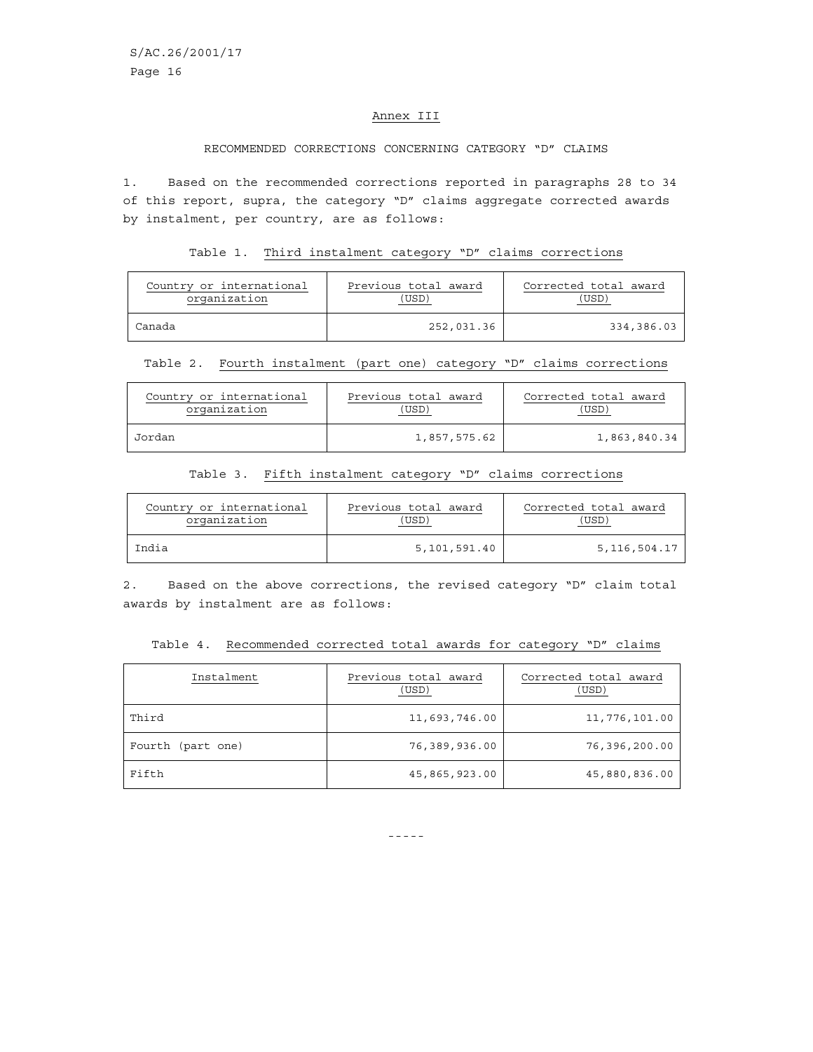## Annex III

### RECOMMENDED CORRECTIONS CONCERNING CATEGORY "D" CLAIMS

1. Based on the recommended corrections reported in paragraphs 28 to 34 of this report, supra, the category "D" claims aggregate corrected awards by instalment, per country, are as follows:

Table 1. Third instalment category "D" claims corrections

| Country or international organization | Previous total award (USD) | Corrected total award (USD) |
|---|---|---|
| Canada | 252,031.36 | 334,386.03 |

Table 2. Fourth instalment (part one) category "D" claims corrections

| Country or international organization | Previous total award (USD) | Corrected total award (USD) |
|---|---|---|
| Jordan | 1,857,575.62 | 1,863,840.34 |

Table 3. Fifth instalment category "D" claims corrections

| Country or international organization | Previous total award (USD) | Corrected total award (USD) |
|---|---|---|
| India | 5,101,591.40 | 5,116,504.17 |

2. Based on the above corrections, the revised category "D" claim total awards by instalment are as follows:

Table 4. Recommended corrected total awards for category "D" claims

| Instalment | Previous total award (USD) | Corrected total award (USD) |
|---|---|---|
| Third | 11,693,746.00 | 11,776,101.00 |
| Fourth (part one) | 76,389,936.00 | 76,396,200.00 |
| Fifth | 45,865,923.00 | 45,880,836.00 |

-----